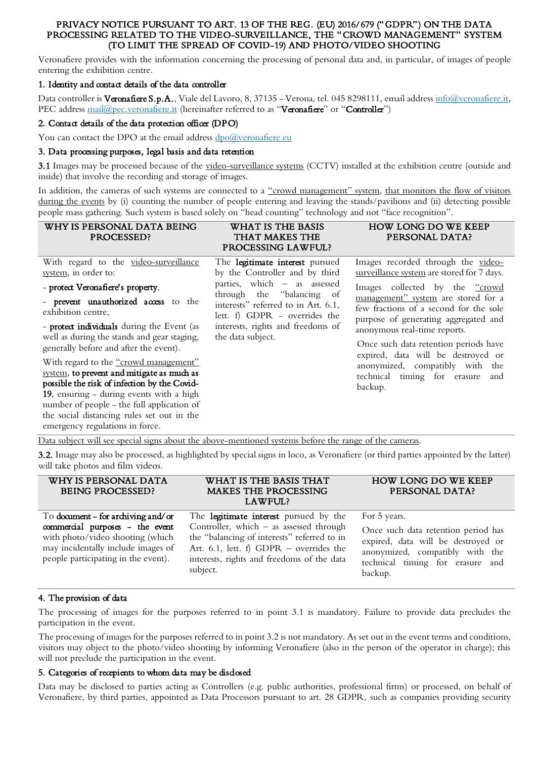# PRIVACY NOTICE PURSUANT TO ART. 13 OF THE REG. (EU) 2016/679 ("GDPR") ON THE DATA PROCESSING RELATED TO THE VIDEO-SURVEILLANCE, THE "CROWD MANAGEMENT" SYSTEM (TO LIMIT THE SPREAD OF COVID-19) AND PHOTO/VIDEO SHOOTING

Veronafiere provides with the information concerning the processing of personal data and, in particular, of images of people entering the exhibition centre.

## 1. Identity and contact details of the data controller

Data controller is **Veronafiere S.p.A.**, Viale del Lavoro, 8, 37135 - Verona, tel. 045 8298111, email address info@veronafiere.it, PEC address mail@pec.veronafiere.it (hereinafter referred to as "**Veronafiere**" or "**Controller**")

## 2. Contact details of the data protection officer (DPO)

You can contact the DPO at the email address dpo@veronafiere.eu

## 3. Data processing purposes, legal basis and data retention

**3.1** Images may be processed because of the video-surveillance systems (CCTV) installed at the exhibition centre (outside and inside) that involve the recording and storage of images.

In addition, the cameras of such systems are connected to a "crowd management" system, that monitors the flow of visitors during the events by (i) counting the number of people entering and leaving the stands/pavilions and (ii) detecting possible people mass gathering. Such system is based solely on "head counting" technology and not "face recognition".

| WHY IS PERSONAL DATA BEING PROCESSED? | WHAT IS THE BASIS THAT MAKES THE PROCESSING LAWFUL? | HOW LONG DO WE KEEP PERSONAL DATA? |
|---|---|---|
| With regard to the video-surveillance system, in order to:<br>- **protect Veronafiere's property**,<br>- **prevent unauthorized access** to the exhibition centre,<br>- **protect individuals** during the Event (as well as during the stands and gear staging, generally before and after the event).<br>With regard to the "crowd management" system, **to prevent and mitigate as much as possible the risk of infection by the Covid-19**, ensuring - during events with a high number of people - the full application of the social distancing rules set out in the emergency regulations in force. | The **legitimate interest** pursued by the Controller and by third parties, which – as assessed through the "balancing of interests" referred to in Art. 6.1, lett. f) GDPR - overrides the interests, rights and freedoms of the data subject. | Images recorded through the video-surveillance system are stored for 7 days.<br>Images collected by the "crowd management" system are stored for a few fractions of a second for the sole purpose of generating aggregated and anonymous real-time reports.<br>Once such data retention periods have expired, data will be destroyed or anonymized, compatibly with the technical timing for erasure and backup. |

Data subject will see special signs about the above-mentioned systems before the range of the cameras.

**3.2.** Image may also be processed, as highlighted by special signs in loco, as Veronafiere (or third parties appointed by the latter) will take photos and film videos.

| WHY IS PERSONAL DATA BEING PROCESSED? | WHAT IS THE BASIS THAT MAKES THE PROCESSING LAWFUL? | HOW LONG DO WE KEEP PERSONAL DATA? |
|---|---|---|
| To **document - for archiving and/or commercial purposes - the event** with photo/video shooting (which may incidentally include images of people participating in the event). | The **legitimate interest** pursued by the Controller, which – as assessed through the "balancing of interests" referred to in Art. 6.1, lett. f) GDPR – overrides the interests, rights and freedoms of the data subject. | For 5 years.<br>Once such data retention period has expired, data will be destroyed or anonymized, compatibly with the technical timing for erasure and backup. |

## 4. The provision of data

The processing of images for the purposes referred to in point 3.1 is mandatory. Failure to provide data precludes the participation in the event.

The processing of images for the purposes referred to in point 3.2 is not mandatory. As set out in the event terms and conditions, visitors may object to the photo/video shooting by informing Veronafiere (also in the person of the operator in charge); this will not preclude the participation in the event.

## 5. Categories of recepients to whom data may be disclosed

Data may be disclosed to parties acting as Controllers (e.g. public authorities, professional firms) or processed, on behalf of Veronafiere, by third parties, appointed as Data Processors pursuant to art. 28 GDPR, such as companies providing security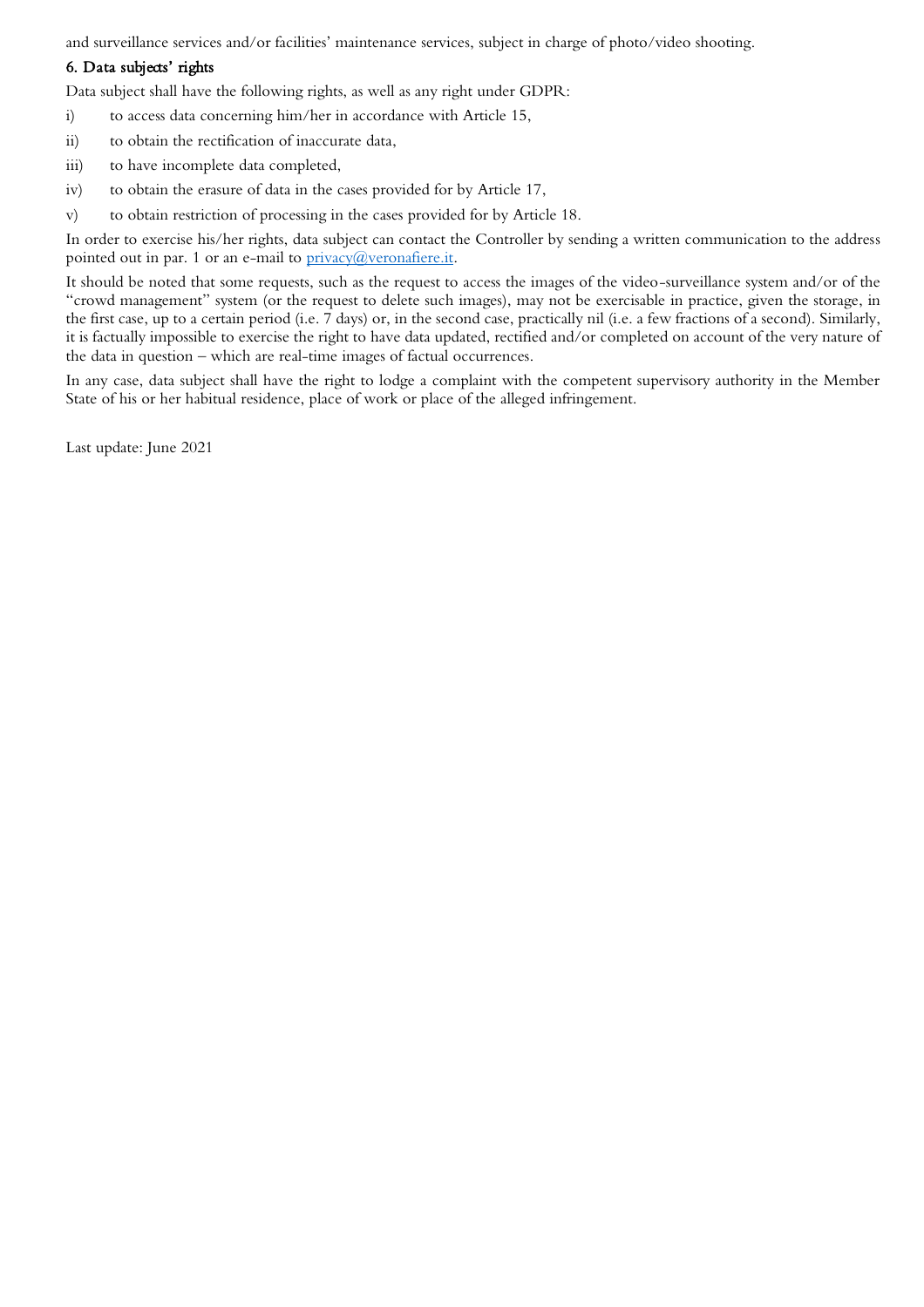and surveillance services and/or facilities' maintenance services, subject in charge of photo/video shooting.

## 6. Data subjects' rights

Data subject shall have the following rights, as well as any right under GDPR:

i) to access data concerning him/her in accordance with Article 15,

ii) to obtain the rectification of inaccurate data,

iii) to have incomplete data completed,

iv) to obtain the erasure of data in the cases provided for by Article 17,

v) to obtain restriction of processing in the cases provided for by Article 18.

In order to exercise his/her rights, data subject can contact the Controller by sending a written communication to the address pointed out in par. 1 or an e-mail to privacy@veronafiere.it.

It should be noted that some requests, such as the request to access the images of the video-surveillance system and/or of the "crowd management" system (or the request to delete such images), may not be exercisable in practice, given the storage, in the first case, up to a certain period (i.e. 7 days) or, in the second case, practically nil (i.e. a few fractions of a second). Similarly, it is factually impossible to exercise the right to have data updated, rectified and/or completed on account of the very nature of the data in question – which are real-time images of factual occurrences.

In any case, data subject shall have the right to lodge a complaint with the competent supervisory authority in the Member State of his or her habitual residence, place of work or place of the alleged infringement.

Last update: June 2021